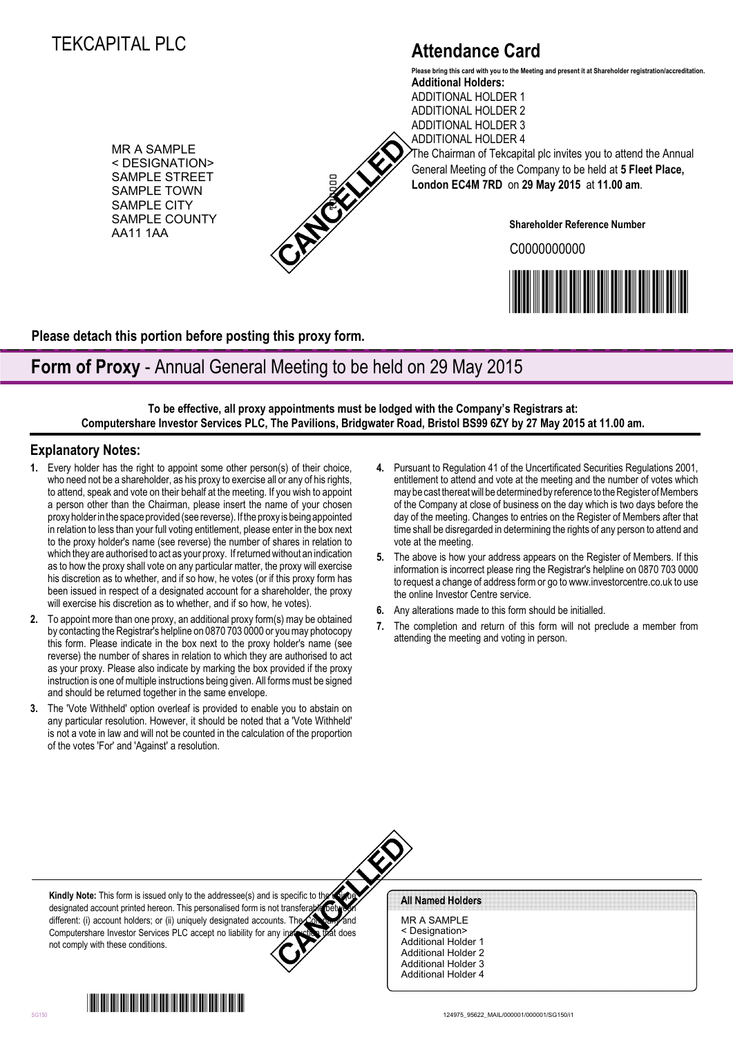# TEKCAPITAL PLC

MR A SAMPLE
< DESIGNATION>
SAMPLE STREET
SAMPLE TOWN
SAMPLE CITY
SAMPLE COUNTY
AA11 1AA

CANCELLED

## Attendance Card

**Please bring this card with you to the Meeting and present it at Shareholder registration/accreditation.**

**Additional Holders:**
ADDITIONAL HOLDER 1
ADDITIONAL HOLDER 2
ADDITIONAL HOLDER 3
ADDITIONAL HOLDER 4

The Chairman of Tekcapital plc invites you to attend the Annual General Meeting of the Company to be held at **5 Fleet Place, London EC4M 7RD** on **29 May 2015** at **11.00 am**.

**Shareholder Reference Number**

C0000000000

**Please detach this portion before posting this proxy form.**

## Form of Proxy - Annual General Meeting to be held on 29 May 2015

**To be effective, all proxy appointments must be lodged with the Company's Registrars at: Computershare Investor Services PLC, The Pavilions, Bridgwater Road, Bristol BS99 6ZY by 27 May 2015 at 11.00 am.**

### Explanatory Notes:

1. Every holder has the right to appoint some other person(s) of their choice, who need not be a shareholder, as his proxy to exercise all or any of his rights, to attend, speak and vote on their behalf at the meeting. If you wish to appoint a person other than the Chairman, please insert the name of your chosen proxy holder in the space provided (see reverse). If the proxy is being appointed in relation to less than your full voting entitlement, please enter in the box next to the proxy holder's name (see reverse) the number of shares in relation to which they are authorised to act as your proxy. If returned without an indication as to how the proxy shall vote on any particular matter, the proxy will exercise his discretion as to whether, and if so how, he votes (or if this proxy form has been issued in respect of a designated account for a shareholder, the proxy will exercise his discretion as to whether, and if so how, he votes).
2. To appoint more than one proxy, an additional proxy form(s) may be obtained by contacting the Registrar's helpline on 0870 703 0000 or you may photocopy this form. Please indicate in the box next to the proxy holder's name (see reverse) the number of shares in relation to which they are authorised to act as your proxy. Please also indicate by marking the box provided if the proxy instruction is one of multiple instructions being given. All forms must be signed and should be returned together in the same envelope.
3. The 'Vote Withheld' option overleaf is provided to enable you to abstain on any particular resolution. However, it should be noted that a 'Vote Withheld' is not a vote in law and will not be counted in the calculation of the proportion of the votes 'For' and 'Against' a resolution.
4. Pursuant to Regulation 41 of the Uncertificated Securities Regulations 2001, entitlement to attend and vote at the meeting and the number of votes which may be cast thereat will be determined by reference to the Register of Members of the Company at close of business on the day which is two days before the day of the meeting. Changes to entries on the Register of Members after that time shall be disregarded in determining the rights of any person to attend and vote at the meeting.
5. The above is how your address appears on the Register of Members. If this information is incorrect please ring the Registrar's helpline on 0870 703 0000 to request a change of address form or go to www.investorcentre.co.uk to use the online Investor Centre service.
6. Any alterations made to this form should be initialled.
7. The completion and return of this form will not preclude a member from attending the meeting and voting in person.

**Kindly Note:** This form is issued only to the addressee(s) and is specific to the unique designated account printed hereon. This personalised form is not transferable between different: (i) account holders; or (ii) uniquely designated accounts. The Company and Computershare Investor Services PLC accept no liability for any instruction that does not comply with these conditions.

CANCELLED

**All Named Holders**

MR A SAMPLE
< Designation>
Additional Holder 1
Additional Holder 2
Additional Holder 3
Additional Holder 4

SG150

124975_95622_MAIL/000001/000001/SG150/i1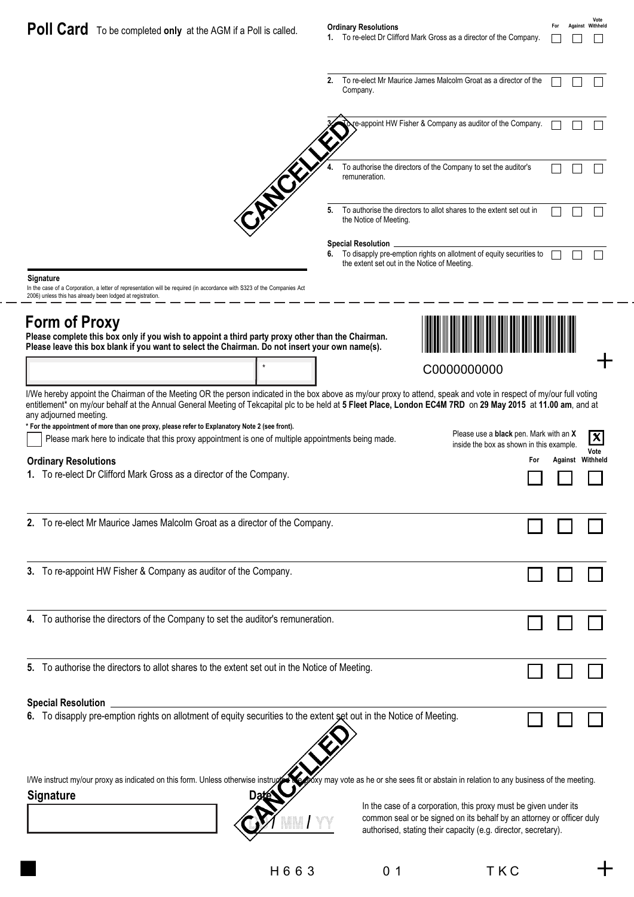## Poll Card

To be completed **only** at the AGM if a Poll is called.

| Ordinary Resolutions | For | Against | Vote Withheld |
|---|---|---|---|
| **1.** To re-elect Dr Clifford Mark Gross as a director of the Company. | ☐ | ☐ | ☐ |
| **2.** To re-elect Mr Maurice James Malcolm Groat as a director of the Company. | ☐ | ☐ | ☐ |
| **3.** To re-appoint HW Fisher & Company as auditor of the Company. | ☐ | ☐ | ☐ |
| **4.** To authorise the directors of the Company to set the auditor's remuneration. | ☐ | ☐ | ☐ |
| **5.** To authorise the directors to allot shares to the extent set out in the Notice of Meeting. | ☐ | ☐ | ☐ |
| **Special Resolution** | | | |
| **6.** To disapply pre-emption rights on allotment of equity securities to the extent set out in the Notice of Meeting. | ☐ | ☐ | ☐ |

CANCELLED

**Signature**

In the case of a Corporation, a letter of representation will be required (in accordance with S323 of the Companies Act 2006) unless this has already been lodged at registration.

## Form of Proxy

**Please complete this box only if you wish to appoint a third party proxy other than the Chairman. Please leave this box blank if you want to select the Chairman. Do not insert your own name(s).**

C0000000000

I/We hereby appoint the Chairman of the Meeting OR the person indicated in the box above as my/our proxy to attend, speak and vote in respect of my/our full voting entitlement* on my/our behalf at the Annual General Meeting of Tekcapital plc to be held at **5 Fleet Place, London EC4M 7RD** on **29 May 2015** at **11.00 am**, and at any adjourned meeting.

**\* For the appointment of more than one proxy, please refer to Explanatory Note 2 (see front).**

☐ Please mark here to indicate that this proxy appointment is one of multiple appointments being made.

Please use a **black** pen. Mark with an **X** inside the box as shown in this example. ☒

| Ordinary Resolutions | For | Against | Vote Withheld |
|---|---|---|---|
| **1.** To re-elect Dr Clifford Mark Gross as a director of the Company. | ☐ | ☐ | ☐ |
| **2.** To re-elect Mr Maurice James Malcolm Groat as a director of the Company. | ☐ | ☐ | ☐ |
| **3.** To re-appoint HW Fisher & Company as auditor of the Company. | ☐ | ☐ | ☐ |
| **4.** To authorise the directors of the Company to set the auditor's remuneration. | ☐ | ☐ | ☐ |
| **5.** To authorise the directors to allot shares to the extent set out in the Notice of Meeting. | ☐ | ☐ | ☐ |
| **Special Resolution** | | | |
| **6.** To disapply pre-emption rights on allotment of equity securities to the extent set out in the Notice of Meeting. | ☐ | ☐ | ☐ |

CANCELLED

I/We instruct my/our proxy as indicated on this form. Unless otherwise instructed the proxy may vote as he or she sees fit or abstain in relation to any business of the meeting.

**Signature** **Date** DD / MM / YY

In the case of a corporation, this proxy must be given under its common seal or be signed on its behalf by an attorney or officer duly authorised, stating their capacity (e.g. director, secretary).

H663 01 TKC